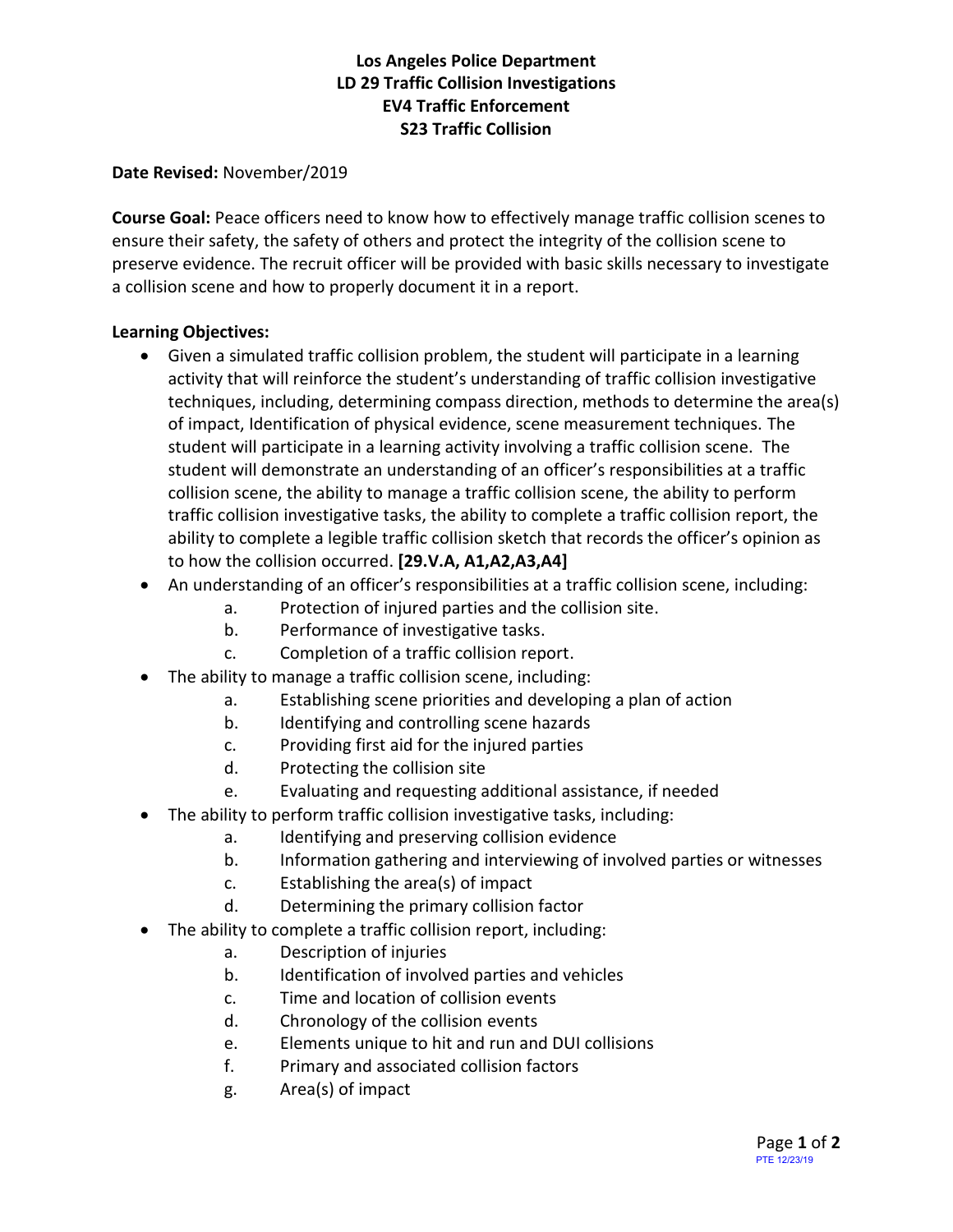**Los Angeles Police Department**
**LD 29 Traffic Collision Investigations**
**EV4 Traffic Enforcement**
**S23 Traffic Collision**

**Date Revised:** November/2019

**Course Goal:** Peace officers need to know how to effectively manage traffic collision scenes to ensure their safety, the safety of others and protect the integrity of the collision scene to preserve evidence. The recruit officer will be provided with basic skills necessary to investigate a collision scene and how to properly document it in a report.

**Learning Objectives:**

- Given a simulated traffic collision problem, the student will participate in a learning activity that will reinforce the student's understanding of traffic collision investigative techniques, including, determining compass direction, methods to determine the area(s) of impact, Identification of physical evidence, scene measurement techniques. The student will participate in a learning activity involving a traffic collision scene. The student will demonstrate an understanding of an officer's responsibilities at a traffic collision scene, the ability to manage a traffic collision scene, the ability to perform traffic collision investigative tasks, the ability to complete a traffic collision report, the ability to complete a legible traffic collision sketch that records the officer's opinion as to how the collision occurred. **[29.V.A, A1,A2,A3,A4]**
- An understanding of an officer's responsibilities at a traffic collision scene, including:
  - a. Protection of injured parties and the collision site.
  - b. Performance of investigative tasks.
  - c. Completion of a traffic collision report.
- The ability to manage a traffic collision scene, including:
  - a. Establishing scene priorities and developing a plan of action
  - b. Identifying and controlling scene hazards
  - c. Providing first aid for the injured parties
  - d. Protecting the collision site
  - e. Evaluating and requesting additional assistance, if needed
- The ability to perform traffic collision investigative tasks, including:
  - a. Identifying and preserving collision evidence
  - b. Information gathering and interviewing of involved parties or witnesses
  - c. Establishing the area(s) of impact
  - d. Determining the primary collision factor
- The ability to complete a traffic collision report, including:
  - a. Description of injuries
  - b. Identification of involved parties and vehicles
  - c. Time and location of collision events
  - d. Chronology of the collision events
  - e. Elements unique to hit and run and DUI collisions
  - f. Primary and associated collision factors
  - g. Area(s) of impact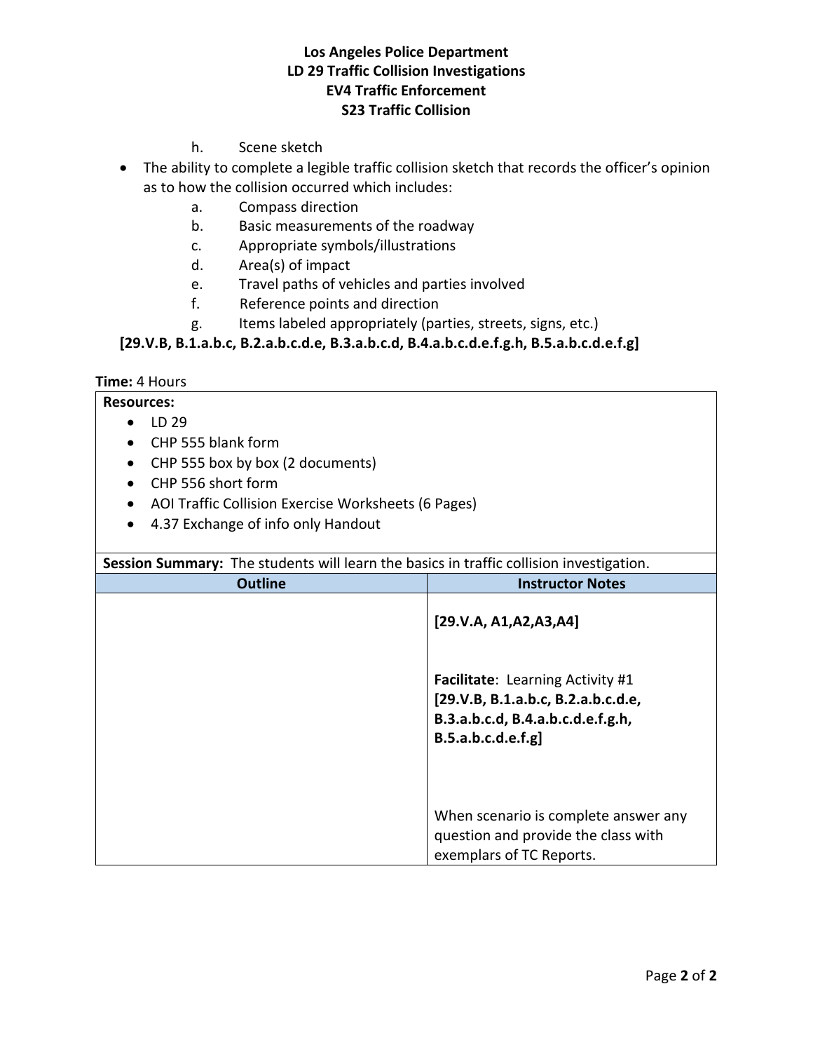h. Scene sketch

- The ability to complete a legible traffic collision sketch that records the officer's opinion as to how the collision occurred which includes:
    - a. Compass direction
    - b. Basic measurements of the roadway
    - c. Appropriate symbols/illustrations
    - d. Area(s) of impact
    - e. Travel paths of vehicles and parties involved
    - f. Reference points and direction
    - g. Items labeled appropriately (parties, streets, signs, etc.)

**[29.V.B, B.1.a.b.c, B.2.a.b.c.d.e, B.3.a.b.c.d, B.4.a.b.c.d.e.f.g.h, B.5.a.b.c.d.e.f.g]**

**Time:** 4 Hours

**Resources:**

- LD 29
- CHP 555 blank form
- CHP 555 box by box (2 documents)
- CHP 556 short form
- AOI Traffic Collision Exercise Worksheets (6 Pages)
- 4.37 Exchange of info only Handout

**Session Summary:** The students will learn the basics in traffic collision investigation.

| Outline | Instructor Notes |
|---|---|
| | **[29.V.A, A1,A2,A3,A4]**<br><br>**Facilitate**: Learning Activity #1 **[29.V.B, B.1.a.b.c, B.2.a.b.c.d.e, B.3.a.b.c.d, B.4.a.b.c.d.e.f.g.h, B.5.a.b.c.d.e.f.g]**<br><br>When scenario is complete answer any question and provide the class with exemplars of TC Reports. |